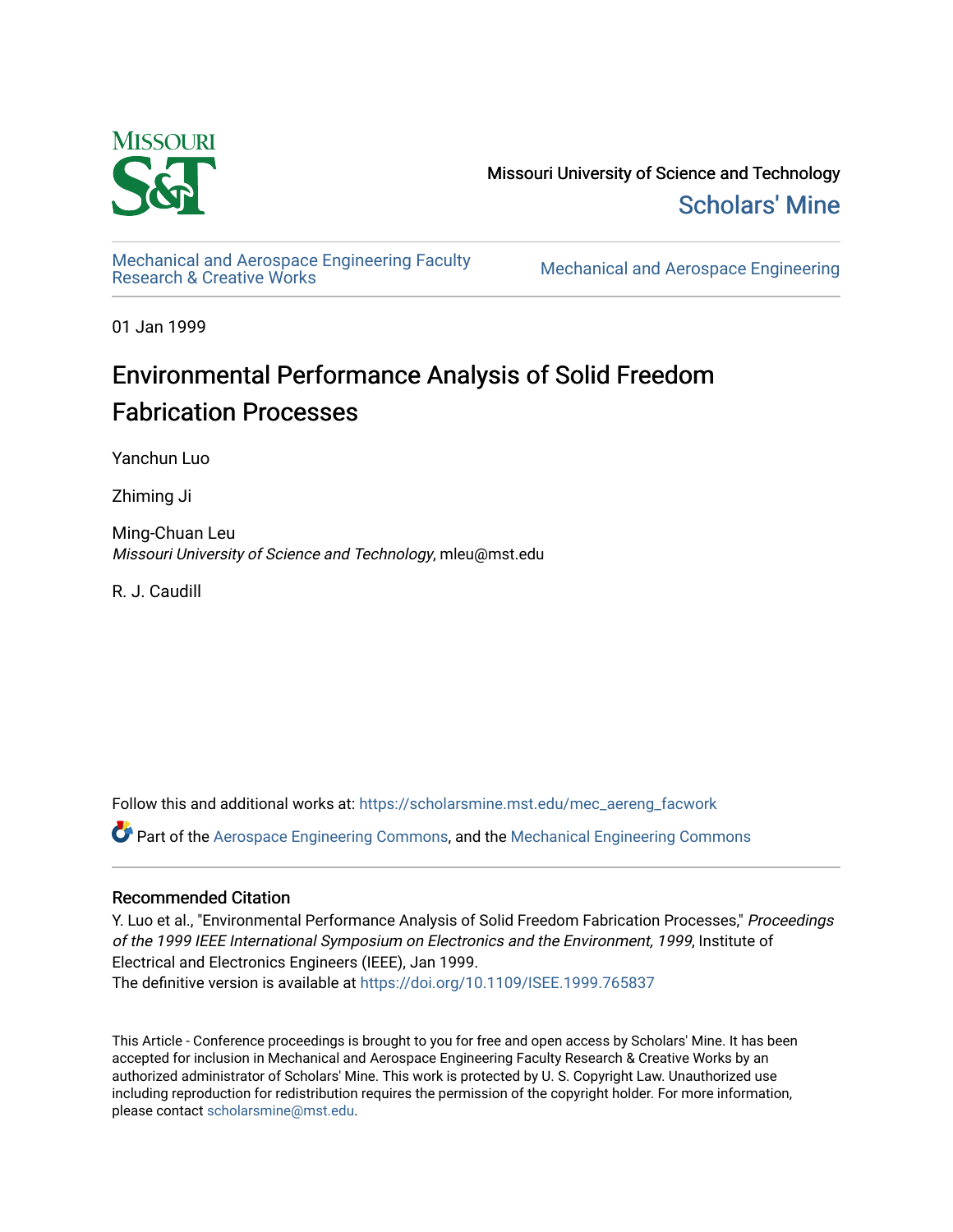Missouri University of Science and Technology

Scholars' Mine

Mechanical and Aerospace Engineering Faculty Research & Creative Works

Mechanical and Aerospace Engineering

01 Jan 1999

# Environmental Performance Analysis of Solid Freedom Fabrication Processes

Yanchun Luo

Zhiming Ji

Ming-Chuan Leu
*Missouri University of Science and Technology*, mleu@mst.edu

R. J. Caudill

Follow this and additional works at: https://scholarsmine.mst.edu/mec_aereng_facwork

Part of the Aerospace Engineering Commons, and the Mechanical Engineering Commons

## Recommended Citation

Y. Luo et al., "Environmental Performance Analysis of Solid Freedom Fabrication Processes," *Proceedings of the 1999 IEEE International Symposium on Electronics and the Environment, 1999*, Institute of Electrical and Electronics Engineers (IEEE), Jan 1999.
The definitive version is available at https://doi.org/10.1109/ISEE.1999.765837

This Article - Conference proceedings is brought to you for free and open access by Scholars' Mine. It has been accepted for inclusion in Mechanical and Aerospace Engineering Faculty Research & Creative Works by an authorized administrator of Scholars' Mine. This work is protected by U. S. Copyright Law. Unauthorized use including reproduction for redistribution requires the permission of the copyright holder. For more information, please contact scholarsmine@mst.edu.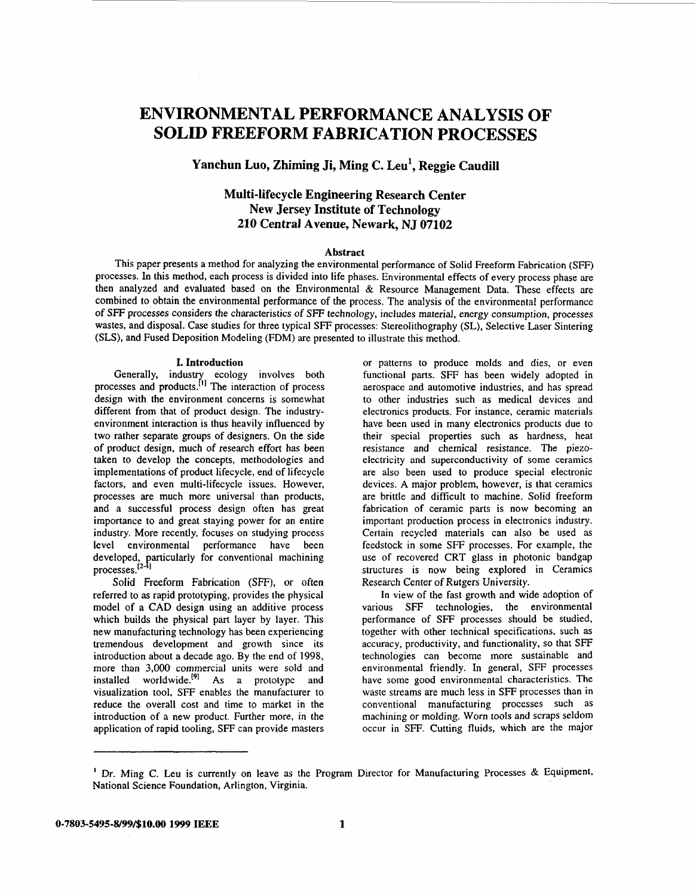# ENVIRONMENTAL PERFORMANCE ANALYSIS OF SOLID FREEFORM FABRICATION PROCESSES

## Yanchun Luo, Zhiming Ji, Ming C. Leu[1], Reggie Caudill

### Multi-lifecycle Engineering Research Center
### New Jersey Institute of Technology
### 210 Central Avenue, Newark, NJ 07102

#### Abstract

This paper presents a method for analyzing the environmental performance of Solid Freeform Fabrication (SFF) processes. In this method, each process is divided into life phases. Environmental effects of every process phase are then analyzed and evaluated based on the Environmental & Resource Management Data. These effects are combined to obtain the environmental performance of the process. The analysis of the environmental performance of SFF processes considers the characteristics of SFF technology, includes material, energy consumption, processes wastes, and disposal. Case studies for three typical SFF processes: Stereolithography (SL), Selective Laser Sintering (SLS), and Fused Deposition Modeling (FDM) are presented to illustrate this method.

#### I. Introduction

Generally, industry ecology involves both processes and products.[1] The interaction of process design with the environment concerns is somewhat different from that of product design. The industry-environment interaction is thus heavily influenced by two rather separate groups of designers. On the side of product design, much of research effort has been taken to develop the concepts, methodologies and implementations of product lifecycle, end of lifecycle factors, and even multi-lifecycle issues. However, processes are much more universal than products, and a successful process design often has great importance to and great staying power for an entire industry. More recently, focuses on studying process level environmental performance have been developed, particularly for conventional machining processes.[2-4]

Solid Freeform Fabrication (SFF), or often referred to as rapid prototyping, provides the physical model of a CAD design using an additive process which builds the physical part layer by layer. This new manufacturing technology has been experiencing tremendous development and growth since its introduction about a decade ago. By the end of 1998, more than 3,000 commercial units were sold and installed worldwide.[9] As a prototype and visualization tool, SFF enables the manufacturer to reduce the overall cost and time to market in the introduction of a new product. Further more, in the application of rapid tooling, SFF can provide masters or patterns to produce molds and dies, or even functional parts. SFF has been widely adopted in aerospace and automotive industries, and has spread to other industries such as medical devices and electronics products. For instance, ceramic materials have been used in many electronics products due to their special properties such as hardness, heat resistance and chemical resistance. The piezo-electricity and superconductivity of some ceramics are also been used to produce special electronic devices. A major problem, however, is that ceramics are brittle and difficult to machine. Solid freeform fabrication of ceramic parts is now becoming an important production process in electronics industry. Certain recycled materials can also be used as feedstock in some SFF processes. For example, the use of recovered CRT glass in photonic bandgap structures is now being explored in Ceramics Research Center of Rutgers University.

In view of the fast growth and wide adoption of various SFF technologies, the environmental performance of SFF processes should be studied, together with other technical specifications, such as accuracy, productivity, and functionality, so that SFF technologies can become more sustainable and environmental friendly. In general, SFF processes have some good environmental characteristics. The waste streams are much less in SFF processes than in conventional manufacturing processes such as machining or molding. Worn tools and scraps seldom occur in SFF. Cutting fluids, which are the major

[1] Dr. Ming C. Leu is currently on leave as the Program Director for Manufacturing Processes & Equipment, National Science Foundation, Arlington, Virginia.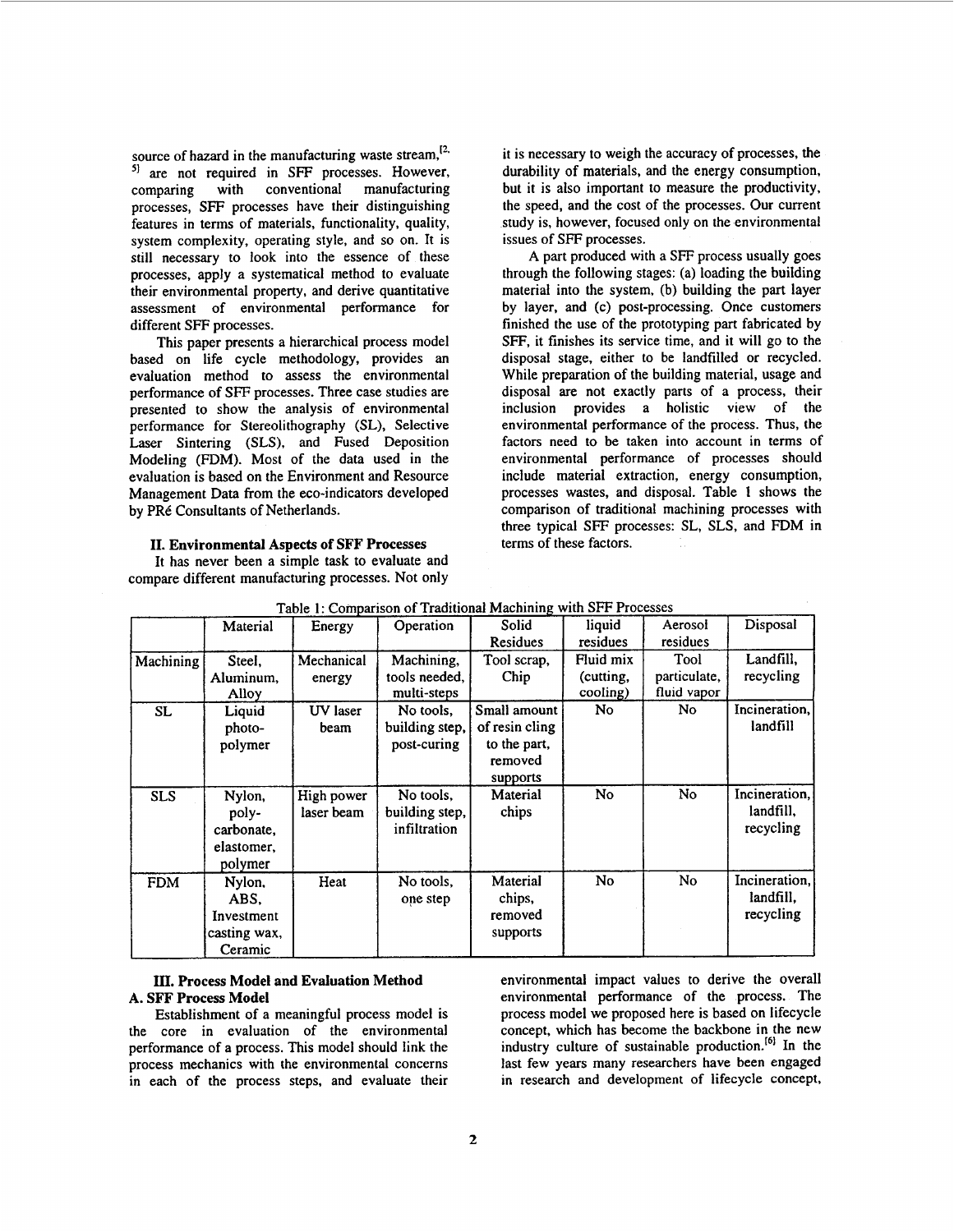source of hazard in the manufacturing waste stream,[2-5] are not required in SFF processes. However, comparing with conventional manufacturing processes, SFF processes have their distinguishing features in terms of materials, functionality, quality, system complexity, operating style, and so on. It is still necessary to look into the essence of these processes, apply a systematical method to evaluate their environmental property, and derive quantitative assessment of environmental performance for different SFF processes.

This paper presents a hierarchical process model based on life cycle methodology, provides an evaluation method to assess the environmental performance of SFF processes. Three case studies are presented to show the analysis of environmental performance for Stereolithography (SL), Selective Laser Sintering (SLS), and Fused Deposition Modeling (FDM). Most of the data used in the evaluation is based on the Environment and Resource Management Data from the eco-indicators developed by PRé Consultants of Netherlands.

## II. Environmental Aspects of SFF Processes

It has never been a simple task to evaluate and compare different manufacturing processes. Not only it is necessary to weigh the accuracy of processes, the durability of materials, and the energy consumption, but it is also important to measure the productivity, the speed, and the cost of the processes. Our current study is, however, focused only on the environmental issues of SFF processes.

A part produced with a SFF process usually goes through the following stages: (a) loading the building material into the system, (b) building the part layer by layer, and (c) post-processing. Once customers finished the use of the prototyping part fabricated by SFF, it finishes its service time, and it will go to the disposal stage, either to be landfilled or recycled. While preparation of the building material, usage and disposal are not exactly parts of a process, their inclusion provides a holistic view of the environmental performance of the process. Thus, the factors need to be taken into account in terms of environmental performance of processes should include material extraction, energy consumption, processes wastes, and disposal. Table 1 shows the comparison of traditional machining processes with three typical SFF processes: SL, SLS, and FDM in terms of these factors.

Table 1: Comparison of Traditional Machining with SFF Processes

| | Material | Energy | Operation | Solid Residues | liquid residues | Aerosol residues | Disposal |
|---|---|---|---|---|---|---|---|
| Machining | Steel, Aluminum, Alloy | Mechanical energy | Machining, tools needed, multi-steps | Tool scrap, Chip | Fluid mix (cutting, cooling) | Tool particulate, fluid vapor | Landfill, recycling |
| SL | Liquid photo-polymer | UV laser beam | No tools, building step, post-curing | Small amount of resin cling to the part, removed supports | No | No | Incineration, landfill |
| SLS | Nylon, poly-carbonate, elastomer, polymer | High power laser beam | No tools, building step, infiltration | Material chips | No | No | Incineration, landfill, recycling |
| FDM | Nylon, ABS, Investment casting wax, Ceramic | Heat | No tools, one step | Material chips, removed supports | No | No | Incineration, landfill, recycling |

## III. Process Model and Evaluation Method

### A. SFF Process Model

Establishment of a meaningful process model is the core in evaluation of the environmental performance of a process. This model should link the process mechanics with the environmental concerns in each of the process steps, and evaluate their environmental impact values to derive the overall environmental performance of the process. The process model we proposed here is based on lifecycle concept, which has become the backbone in the new industry culture of sustainable production.[6] In the last few years many researchers have been engaged in research and development of lifecycle concept,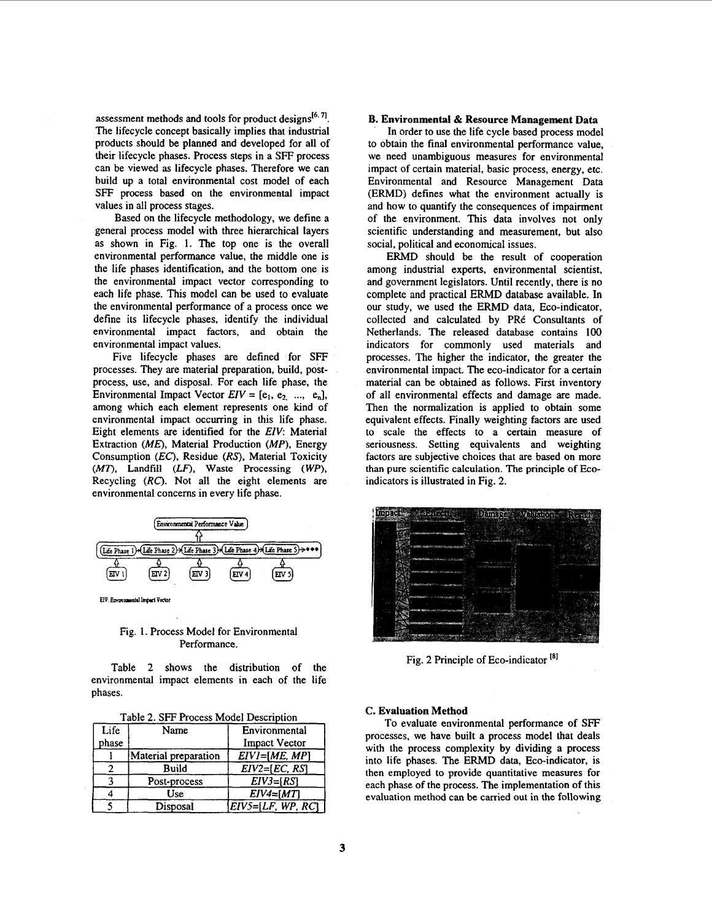assessment methods and tools for product designs[6, 7]. The lifecycle concept basically implies that industrial products should be planned and developed for all of their lifecycle phases. Process steps in a SFF process can be viewed as lifecycle phases. Therefore we can build up a total environmental cost model of each SFF process based on the environmental impact values in all process stages.

Based on the lifecycle methodology, we define a general process model with three hierarchical layers as shown in Fig. 1. The top one is the overall environmental performance value, the middle one is the life phases identification, and the bottom one is the environmental impact vector corresponding to each life phase. This model can be used to evaluate the environmental performance of a process once we define its lifecycle phases, identify the individual environmental impact factors, and obtain the environmental impact values.

Five lifecycle phases are defined for SFF processes. They are material preparation, build, post-process, use, and disposal. For each life phase, the Environmental Impact Vector $EIV = [e_1, e_2, ..., e_n]$, among which each element represents one kind of environmental impact occurring in this life phase. Eight elements are identified for the *EIV*: Material Extraction (*ME*), Material Production (*MP*), Energy Consumption (*EC*), Residue (*RS*), Material Toxicity (*MT*), Landfill (*LF*), Waste Processing (*WP*), Recycling (*RC*). Not all the eight elements are environmental concerns in every life phase.

Fig. 1. Process Model for Environmental Performance.

Table 2 shows the distribution of the environmental impact elements in each of the life phases.

Table 2. SFF Process Model Description

| Life phase | Name | Environmental Impact Vector |
|---|---|---|
| 1 | Material preparation | *EIV1=[ME, MP]* |
| 2 | Build | *EIV2=[EC, RS]* |
| 3 | Post-process | *EIV3=[RS]* |
| 4 | Use | *EIV4=[MT]* |
| 5 | Disposal | *EIV5=[LF, WP, RC]* |

### B. Environmental & Resource Management Data

In order to use the life cycle based process model to obtain the final environmental performance value, we need unambiguous measures for environmental impact of certain material, basic process, energy, etc. Environmental and Resource Management Data (ERMD) defines what the environment actually is and how to quantify the consequences of impairment of the environment. This data involves not only scientific understanding and measurement, but also social, political and economical issues.

ERMD should be the result of cooperation among industrial experts, environmental scientist, and government legislators. Until recently, there is no complete and practical ERMD database available. In our study, we used the ERMD data, Eco-indicator, collected and calculated by PRé Consultants of Netherlands. The released database contains 100 indicators for commonly used materials and processes. The higher the indicator, the greater the environmental impact. The eco-indicator for a certain material can be obtained as follows. First inventory of all environmental effects and damage are made. Then the normalization is applied to obtain some equivalent effects. Finally weighting factors are used to scale the effects to a certain measure of seriousness. Setting equivalents and weighting factors are subjective choices that are based on more than pure scientific calculation. The principle of Eco-indicators is illustrated in Fig. 2.

Fig. 2 Principle of Eco-indicator [8]

### C. Evaluation Method

To evaluate environmental performance of SFF processes, we have built a process model that deals with the process complexity by dividing a process into life phases. The ERMD data, Eco-indicator, is then employed to provide quantitative measures for each phase of the process. The implementation of this evaluation method can be carried out in the following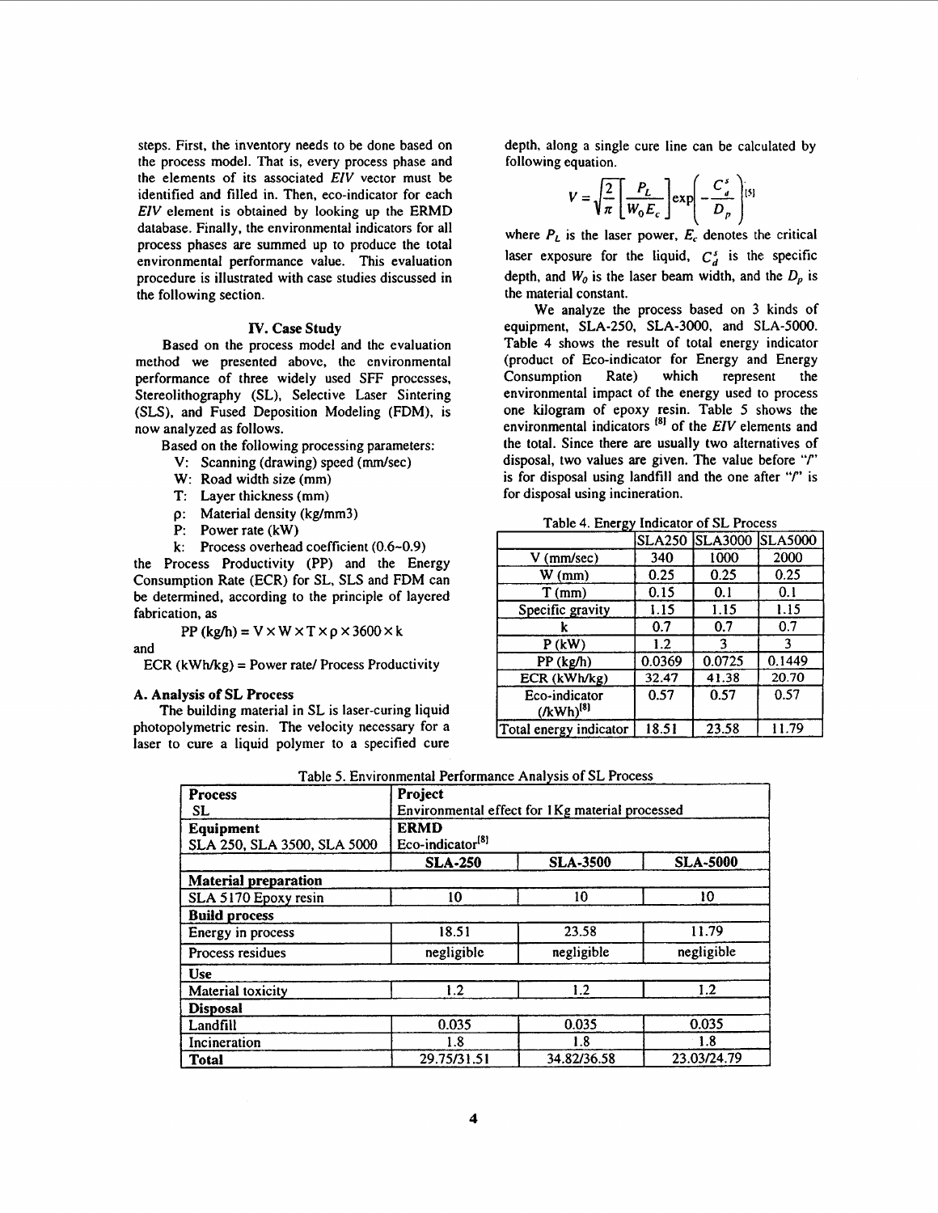steps. First, the inventory needs to be done based on the process model. That is, every process phase and the elements of its associated *EIV* vector must be identified and filled in. Then, eco-indicator for each *EIV* element is obtained by looking up the ERMD database. Finally, the environmental indicators for all process phases are summed up to produce the total environmental performance value. This evaluation procedure is illustrated with case studies discussed in the following section.

## IV. Case Study

Based on the process model and the evaluation method we presented above, the environmental performance of three widely used SFF processes, Stereolithography (SL), Selective Laser Sintering (SLS), and Fused Deposition Modeling (FDM), is now analyzed as follows.

Based on the following processing parameters:

- V: Scanning (drawing) speed (mm/sec)
- W: Road width size (mm)
- T: Layer thickness (mm)
- ρ: Material density (kg/mm3)
- P: Power rate (kW)
- k: Process overhead coefficient (0.6~0.9)

the Process Productivity (PP) and the Energy Consumption Rate (ECR) for SL, SLS and FDM can be determined, according to the principle of layered fabrication, as

$$\text{PP (kg/h)} = V \times W \times T \times \rho \times 3600 \times k$$

and

$$\text{ECR (kWh/kg)} = \text{Power rate/ Process Productivity}$$

### A. Analysis of SL Process

The building material in SL is laser-curing liquid photopolymetric resin. The velocity necessary for a laser to cure a liquid polymer to a specified cure depth, along a single cure line can be calculated by following equation.

$$V = \sqrt{\frac{2}{\pi}}\left[\frac{P_L}{W_0 E_c}\right]\exp\left(-\frac{C_d^s}{D_p}\right) \text{[5]}$$

where $P_L$ is the laser power, $E_c$ denotes the critical laser exposure for the liquid, $C_d^s$ is the specific depth, and $W_0$ is the laser beam width, and the $D_p$ is the material constant.

We analyze the process based on 3 kinds of equipment, SLA-250, SLA-3000, and SLA-5000. Table 4 shows the result of total energy indicator (product of Eco-indicator for Energy and Energy Consumption Rate) which represent the environmental impact of the energy used to process one kilogram of epoxy resin. Table 5 shows the environmental indicators [8] of the *EIV* elements and the total. Since there are usually two alternatives of disposal, two values are given. The value before "/" is for disposal using landfill and the one after "/" is for disposal using incineration.

Table 4. Energy Indicator of SL Process

| | SLA250 | SLA3000 | SLA5000 |
|---|---|---|---|
| V (mm/sec) | 340 | 1000 | 2000 |
| W (mm) | 0.25 | 0.25 | 0.25 |
| T (mm) | 0.15 | 0.1 | 0.1 |
| Specific gravity | 1.15 | 1.15 | 1.15 |
| k | 0.7 | 0.7 | 0.7 |
| P (kW) | 1.2 | 3 | 3 |
| PP (kg/h) | 0.0369 | 0.0725 | 0.1449 |
| ECR (kWh/kg) | 32.47 | 41.38 | 20.70 |
| Eco-indicator (/kWh)[8] | 0.57 | 0.57 | 0.57 |
| Total energy indicator | 18.51 | 23.58 | 11.79 |

Table 5. Environmental Performance Analysis of SL Process

| **Process**<br>SL | **Project**<br>Environmental effect for 1Kg material processed | | |
|---|---|---|---|
| **Equipment**<br>SLA 250, SLA 3500, SLA 5000 | **ERMD**<br>Eco-indicator[8] | | |
| | **SLA-250** | **SLA-3500** | **SLA-5000** |
| **Material preparation** | | | |
| SLA 5170 Epoxy resin | 10 | 10 | 10 |
| **Build process** | | | |
| Energy in process | 18.51 | 23.58 | 11.79 |
| Process residues | negligible | negligible | negligible |
| **Use** | | | |
| Material toxicity | 1.2 | 1.2 | 1.2 |
| **Disposal** | | | |
| Landfill | 0.035 | 0.035 | 0.035 |
| Incineration | 1.8 | 1.8 | 1.8 |
| **Total** | 29.75/31.51 | 34.82/36.58 | 23.03/24.79 |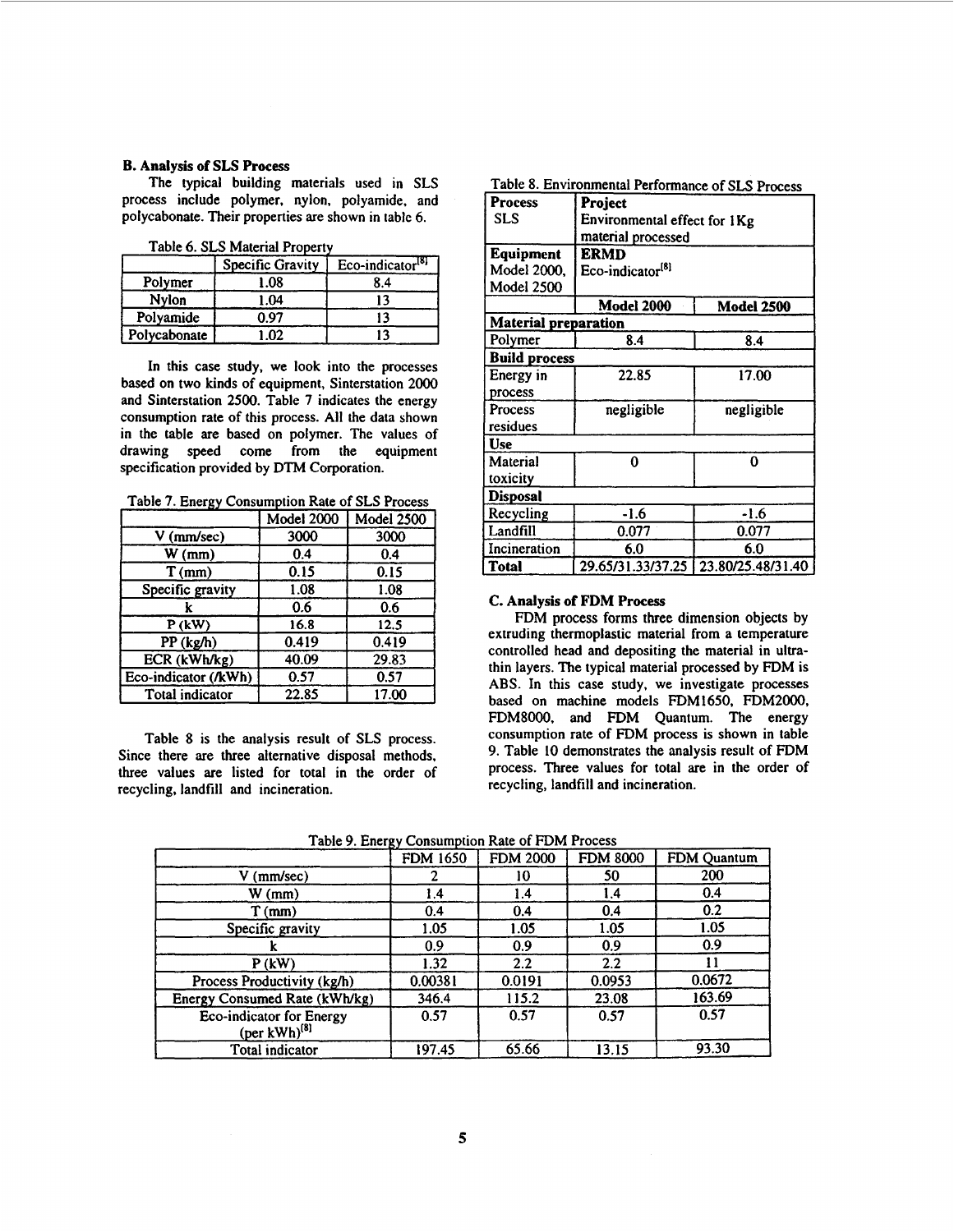### B. Analysis of SLS Process

The typical building materials used in SLS process include polymer, nylon, polyamide, and polycabonate. Their properties are shown in table 6.

Table 6. SLS Material Property

| | Specific Gravity | Eco-indicator[8] |
|---|---|---|
| Polymer | 1.08 | 8.4 |
| Nylon | 1.04 | 13 |
| Polyamide | 0.97 | 13 |
| Polycabonate | 1.02 | 13 |

In this case study, we look into the processes based on two kinds of equipment, Sinterstation 2000 and Sinterstation 2500. Table 7 indicates the energy consumption rate of this process. All the data shown in the table are based on polymer. The values of drawing speed come from the equipment specification provided by DTM Corporation.

Table 7. Energy Consumption Rate of SLS Process

| | Model 2000 | Model 2500 |
|---|---|---|
| V (mm/sec) | 3000 | 3000 |
| W (mm) | 0.4 | 0.4 |
| T (mm) | 0.15 | 0.15 |
| Specific gravity | 1.08 | 1.08 |
| k | 0.6 | 0.6 |
| P (kW) | 16.8 | 12.5 |
| PP (kg/h) | 0.419 | 0.419 |
| ECR (kWh/kg) | 40.09 | 29.83 |
| Eco-indicator (/kWh) | 0.57 | 0.57 |
| Total indicator | 22.85 | 17.00 |

Table 8 is the analysis result of SLS process. Since there are three alternative disposal methods, three values are listed for total in the order of recycling, landfill and incineration.

Table 8. Environmental Performance of SLS Process

| Process SLS | Project Environmental effect for 1Kg material processed | |
|---|---|---|
| **Equipment** Model 2000, Model 2500 | **ERMD** Eco-indicator[8] | |
| | **Model 2000** | **Model 2500** |
| **Material preparation** | | |
| Polymer | 8.4 | 8.4 |
| **Build process** | | |
| Energy in process | 22.85 | 17.00 |
| Process residues | negligible | negligible |
| **Use** | | |
| Material toxicity | 0 | 0 |
| **Disposal** | | |
| Recycling | -1.6 | -1.6 |
| Landfill | 0.077 | 0.077 |
| Incineration | 6.0 | 6.0 |
| **Total** | 29.65/31.33/37.25 | 23.80/25.48/31.40 |

### C. Analysis of FDM Process

FDM process forms three dimension objects by extruding thermoplastic material from a temperature controlled head and depositing the material in ultra-thin layers. The typical material processed by FDM is ABS. In this case study, we investigate processes based on machine models FDM1650, FDM2000, FDM8000, and FDM Quantum. The energy consumption rate of FDM process is shown in table 9. Table 10 demonstrates the analysis result of FDM process. Three values for total are in the order of recycling, landfill and incineration.

Table 9. Energy Consumption Rate of FDM Process

| | FDM 1650 | FDM 2000 | FDM 8000 | FDM Quantum |
|---|---|---|---|---|
| V (mm/sec) | 2 | 10 | 50 | 200 |
| W (mm) | 1.4 | 1.4 | 1.4 | 0.4 |
| T (mm) | 0.4 | 0.4 | 0.4 | 0.2 |
| Specific gravity | 1.05 | 1.05 | 1.05 | 1.05 |
| k | 0.9 | 0.9 | 0.9 | 0.9 |
| P (kW) | 1.32 | 2.2 | 2.2 | 11 |
| Process Productivity (kg/h) | 0.00381 | 0.0191 | 0.0953 | 0.0672 |
| Energy Consumed Rate (kWh/kg) | 346.4 | 115.2 | 23.08 | 163.69 |
| Eco-indicator for Energy (per kWh)[8] | 0.57 | 0.57 | 0.57 | 0.57 |
| Total indicator | 197.45 | 65.66 | 13.15 | 93.30 |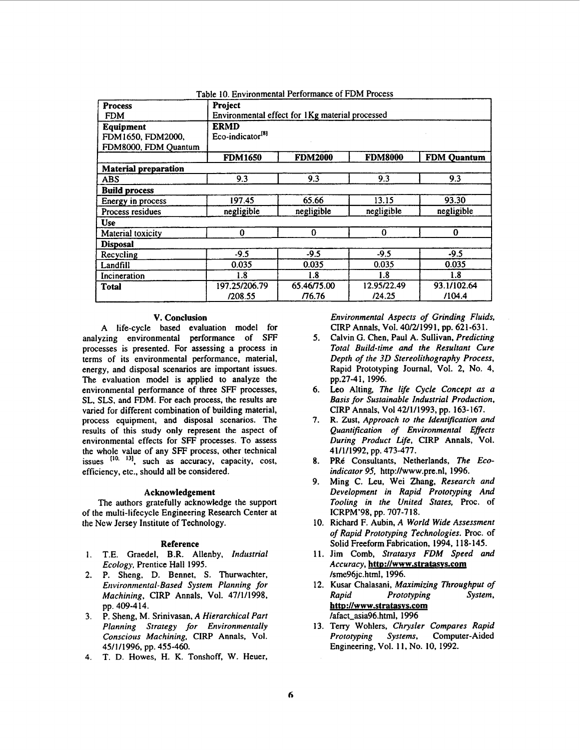Table 10. Environmental Performance of FDM Process

| **Process** FDM | **Project** Environmental effect for 1Kg material processed | | | |
|---|---|---|---|---|
| **Equipment** FDM1650, FDM2000, FDM8000, FDM Quantum | **ERMD** Eco-indicator[8] | | | |
| | **FDM1650** | **FDM2000** | **FDM8000** | **FDM Quantum** |
| **Material preparation** | | | | |
| ABS | 9.3 | 9.3 | 9.3 | 9.3 |
| **Build process** | | | | |
| Energy in process | 197.45 | 65.66 | 13.15 | 93.30 |
| Process residues | negligible | negligible | negligible | negligible |
| **Use** | | | | |
| Material toxicity | 0 | 0 | 0 | 0 |
| **Disposal** | | | | |
| Recycling | -9.5 | -9.5 | -9.5 | -9.5 |
| Landfill | 0.035 | 0.035 | 0.035 | 0.035 |
| Incineration | 1.8 | 1.8 | 1.8 | 1.8 |
| **Total** | 197.25/206.79 /208.55 | 65.46/75.00 /76.76 | 12.95/22.49 /24.25 | 93.1/102.64 /104.4 |

## V. Conclusion

A life-cycle based evaluation model for analyzing environmental performance of SFF processes is presented. For assessing a process in terms of its environmental performance, material, energy, and disposal scenarios are important issues. The evaluation model is applied to analyze the environmental performance of three SFF processes, SL, SLS, and FDM. For each process, the results are varied for different combination of building material, process equipment, and disposal scenarios. The results of this study only represent the aspect of environmental effects for SFF processes. To assess the whole value of any SFF process, other technical issues [10, 13], such as accuracy, capacity, cost, efficiency, etc., should all be considered.

## Acknowledgement

The authors gratefully acknowledge the support of the multi-lifecycle Engineering Research Center at the New Jersey Institute of Technology.

## Reference

1. T.E. Graedel, B.R. Allenby, *Industrial Ecology*, Prentice Hall 1995.
2. P. Sheng, D. Bennet, S. Thurwachter, *Environmental-Based System Planning for Machining*, CIRP Annals, Vol. 47/1/1998, pp. 409-414.
3. P. Sheng, M. Srinivasan, *A Hierarchical Part Planning Strategy for Environmentally Conscious Machining*, CIRP Annals, Vol. 45/1/1996, pp. 455-460.
4. T. D. Howes, H. K. Tonshoff, W. Heuer, *Environmental Aspects of Grinding Fluids*, CIRP Annals, Vol. 40/2/1991, pp. 621-631.
5. Calvin G. Chen, Paul A. Sullivan, *Predicting Total Build-time and the Resultant Cure Depth of the 3D Stereolithography Process*, Rapid Prototyping Journal, Vol. 2, No. 4, pp.27-41, 1996.
6. Leo Alting, *The life Cycle Concept as a Basis for Sustainable Industrial Production*, CIRP Annals, Vol 42/1/1993, pp. 163-167.
7. R. Zust, *Approach to the Identification and Quantification of Environmental Effects During Product Life*, CIRP Annals, Vol. 41/1/1992, pp. 473-477.
8. PRé Consultants, Netherlands, *The Eco-indicator 95*, http://www.pre.nl, 1996.
9. Ming C. Leu, Wei Zhang, *Research and Development in Rapid Prototyping And Tooling in the United States*, Proc. of ICRPM'98, pp. 707-718.
10. Richard F. Aubin, *A World Wide Assessment of Rapid Prototyping Technologies*. Proc. of Solid Freeform Fabrication, 1994, 118-145.
11. Jim Comb, *Stratasys FDM Speed and Accuracy*, **http://www.stratasys.com** /sme96jc.html, 1996.
12. Kusar Chalasani, *Maximizing Throughput of Rapid Prototyping System*, **http://www.stratasys.com** /afact_asia96.html, 1996
13. Terry Wohlers, *Chrysler Compares Rapid Prototyping Systems*, Computer-Aided Engineering, Vol. 11, No. 10, 1992.